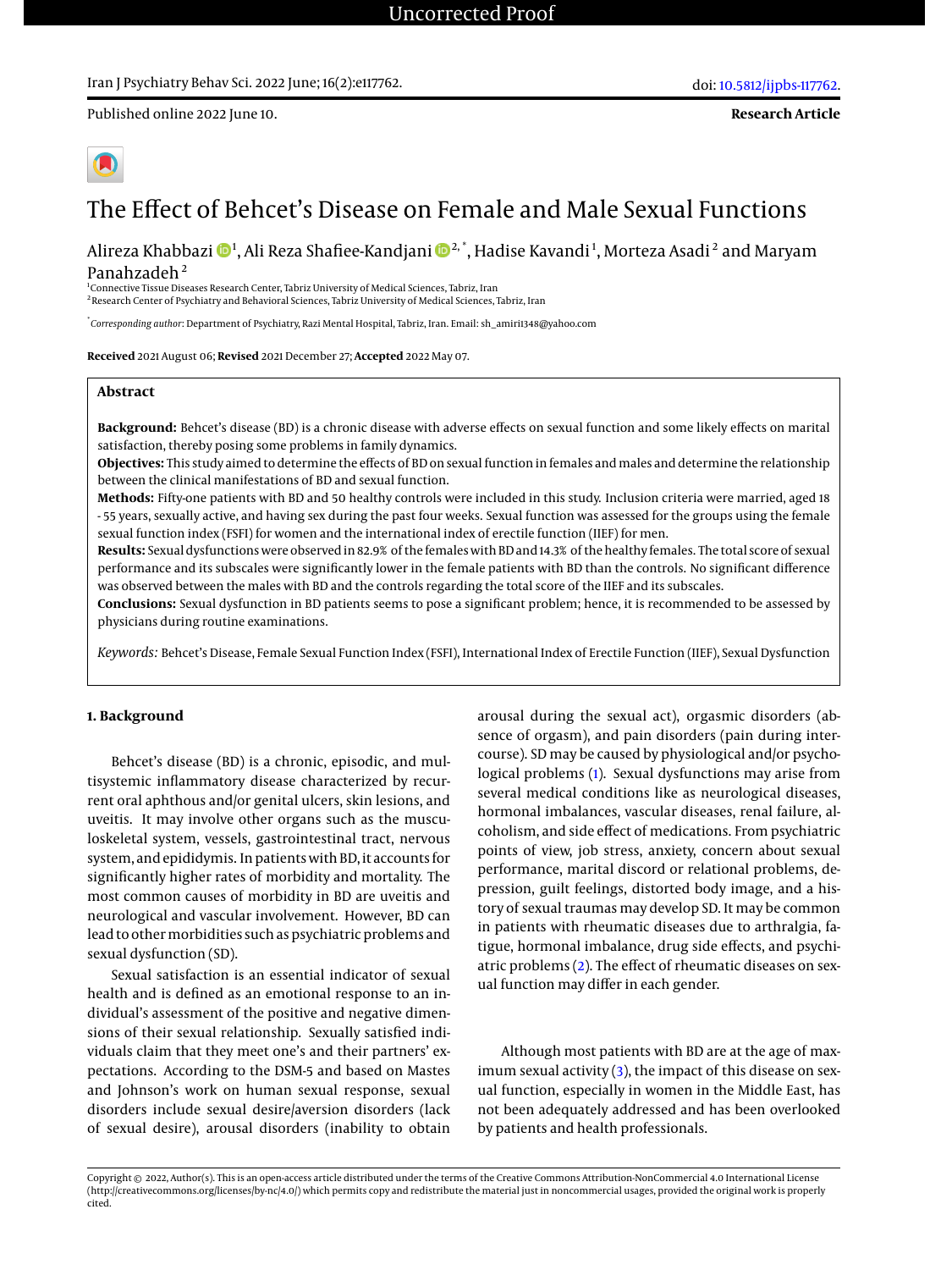Uncorrected Proof

Published online 2022 June 10.

doi: 10.5812/ijpbs-117762.

**Research Article**

# The Effect of Behcet's Disease on Female and Male Sexual Functions

Alireza Khabbazi [1], Ali Reza Shafiee-Kandjani [2,*], Hadise Kavandi [1], Morteza Asadi [2] and Maryam Panahzadeh [2]

[1] Connective Tissue Diseases Research Center, Tabriz University of Medical Sciences, Tabriz, Iran
[2] Research Center of Psychiatry and Behavioral Sciences, Tabriz University of Medical Sciences, Tabriz, Iran

[*] *Corresponding author*: Department of Psychiatry, Razi Mental Hospital, Tabriz, Iran. Email: sh_amiri1348@yahoo.com

**Received** 2021 August 06; **Revised** 2021 December 27; **Accepted** 2022 May 07.

## Abstract

**Background:** Behcet's disease (BD) is a chronic disease with adverse effects on sexual function and some likely effects on marital satisfaction, thereby posing some problems in family dynamics.

**Objectives:** This study aimed to determine the effects of BD on sexual function in females and males and determine the relationship between the clinical manifestations of BD and sexual function.

**Methods:** Fifty-one patients with BD and 50 healthy controls were included in this study. Inclusion criteria were married, aged 18 - 55 years, sexually active, and having sex during the past four weeks. Sexual function was assessed for the groups using the female sexual function index (FSFI) for women and the international index of erectile function (IIEF) for men.

**Results:** Sexual dysfunctions were observed in 82.9% of the females with BD and 14.3% of the healthy females. The total score of sexual performance and its subscales were significantly lower in the female patients with BD than the controls. No significant difference was observed between the males with BD and the controls regarding the total score of the IIEF and its subscales.

**Conclusions:** Sexual dysfunction in BD patients seems to pose a significant problem; hence, it is recommended to be assessed by physicians during routine examinations.

*Keywords:* Behcet's Disease, Female Sexual Function Index (FSFI), International Index of Erectile Function (IIEF), Sexual Dysfunction

## 1. Background

Behcet's disease (BD) is a chronic, episodic, and multisystemic inflammatory disease characterized by recurrent oral aphthous and/or genital ulcers, skin lesions, and uveitis. It may involve other organs such as the musculoskeletal system, vessels, gastrointestinal tract, nervous system, and epididymis. In patients with BD, it accounts for significantly higher rates of morbidity and mortality. The most common causes of morbidity in BD are uveitis and neurological and vascular involvement. However, BD can lead to other morbidities such as psychiatric problems and sexual dysfunction (SD).

Sexual satisfaction is an essential indicator of sexual health and is defined as an emotional response to an individual's assessment of the positive and negative dimensions of their sexual relationship. Sexually satisfied individuals claim that they meet one's and their partners' expectations. According to the DSM-5 and based on Mastes and Johnson's work on human sexual response, sexual disorders include sexual desire/aversion disorders (lack of sexual desire), arousal disorders (inability to obtain arousal during the sexual act), orgasmic disorders (absence of orgasm), and pain disorders (pain during intercourse). SD may be caused by physiological and/or psychological problems (1). Sexual dysfunctions may arise from several medical conditions like as neurological diseases, hormonal imbalances, vascular diseases, renal failure, alcoholism, and side effect of medications. From psychiatric points of view, job stress, anxiety, concern about sexual performance, marital discord or relational problems, depression, guilt feelings, distorted body image, and a history of sexual traumas may develop SD. It may be common in patients with rheumatic diseases due to arthralgia, fatigue, hormonal imbalance, drug side effects, and psychiatric problems (2). The effect of rheumatic diseases on sexual function may differ in each gender.

Although most patients with BD are at the age of maximum sexual activity (3), the impact of this disease on sexual function, especially in women in the Middle East, has not been adequately addressed and has been overlooked by patients and health professionals.

Copyright © 2022, Author(s). This is an open-access article distributed under the terms of the Creative Commons Attribution-NonCommercial 4.0 International License (http://creativecommons.org/licenses/by-nc/4.0/) which permits copy and redistribute the material just in noncommercial usages, provided the original work is properly cited.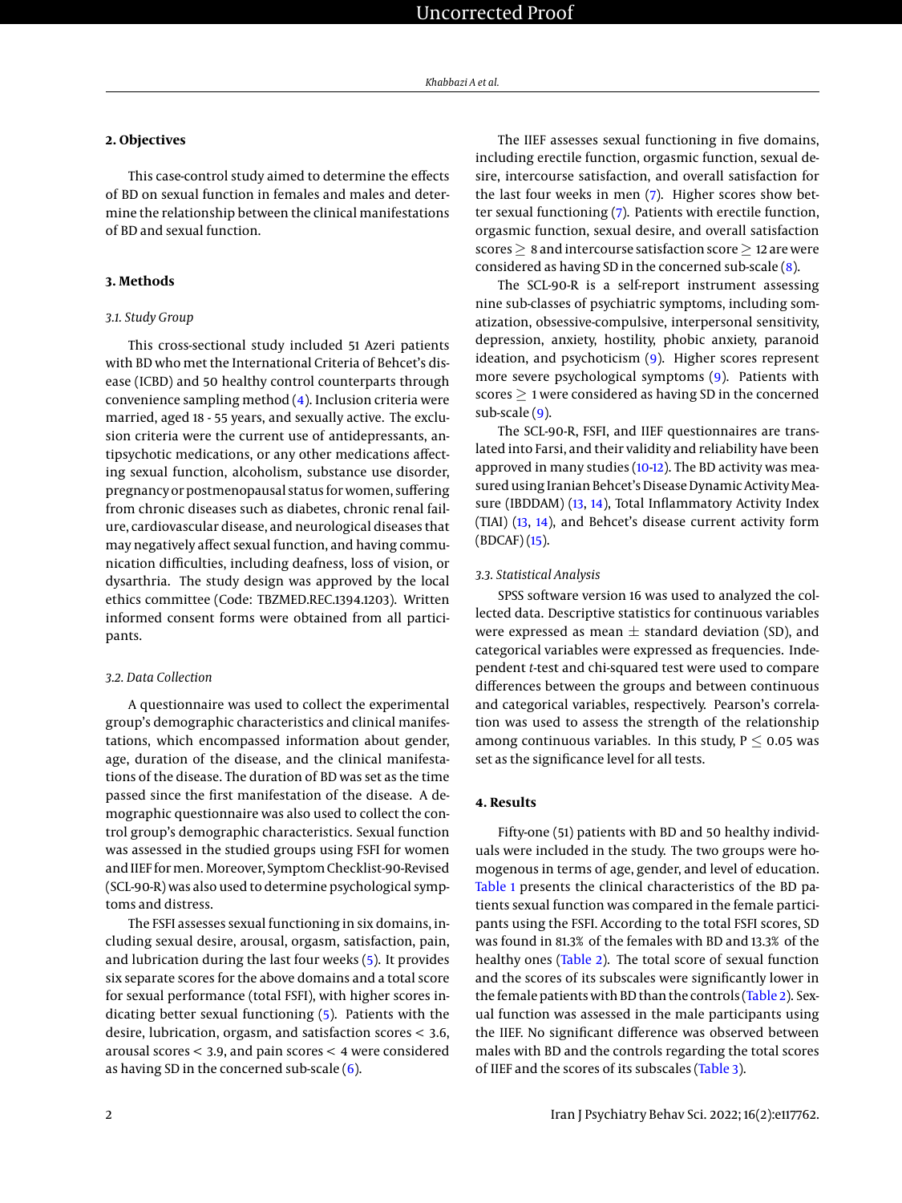## 2. Objectives

This case-control study aimed to determine the effects of BD on sexual function in females and males and determine the relationship between the clinical manifestations of BD and sexual function.

## 3. Methods

### 3.1. Study Group

This cross-sectional study included 51 Azeri patients with BD who met the International Criteria of Behcet's disease (ICBD) and 50 healthy control counterparts through convenience sampling method (4). Inclusion criteria were married, aged 18 - 55 years, and sexually active. The exclusion criteria were the current use of antidepressants, antipsychotic medications, or any other medications affecting sexual function, alcoholism, substance use disorder, pregnancy or postmenopausal status for women, suffering from chronic diseases such as diabetes, chronic renal failure, cardiovascular disease, and neurological diseases that may negatively affect sexual function, and having communication difficulties, including deafness, loss of vision, or dysarthria. The study design was approved by the local ethics committee (Code: TBZMED.REC.1394.1203). Written informed consent forms were obtained from all participants.

### 3.2. Data Collection

A questionnaire was used to collect the experimental group's demographic characteristics and clinical manifestations, which encompassed information about gender, age, duration of the disease, and the clinical manifestations of the disease. The duration of BD was set as the time passed since the first manifestation of the disease. A demographic questionnaire was also used to collect the control group's demographic characteristics. Sexual function was assessed in the studied groups using FSFI for women and IIEF for men. Moreover, Symptom Checklist-90-Revised (SCL-90-R) was also used to determine psychological symptoms and distress.

The FSFI assesses sexual functioning in six domains, including sexual desire, arousal, orgasm, satisfaction, pain, and lubrication during the last four weeks (5). It provides six separate scores for the above domains and a total score for sexual performance (total FSFI), with higher scores indicating better sexual functioning (5). Patients with the desire, lubrication, orgasm, and satisfaction scores < 3.6, arousal scores < 3.9, and pain scores < 4 were considered as having SD in the concerned sub-scale (6).

The IIEF assesses sexual functioning in five domains, including erectile function, orgasmic function, sexual desire, intercourse satisfaction, and overall satisfaction for the last four weeks in men (7). Higher scores show better sexual functioning (7). Patients with erectile function, orgasmic function, sexual desire, and overall satisfaction scores $\geq$ 8 and intercourse satisfaction score $\geq$ 12 are were considered as having SD in the concerned sub-scale (8).

The SCL-90-R is a self-report instrument assessing nine sub-classes of psychiatric symptoms, including somatization, obsessive-compulsive, interpersonal sensitivity, depression, anxiety, hostility, phobic anxiety, paranoid ideation, and psychoticism (9). Higher scores represent more severe psychological symptoms (9). Patients with scores $\geq$ 1 were considered as having SD in the concerned sub-scale (9).

The SCL-90-R, FSFI, and IIEF questionnaires are translated into Farsi, and their validity and reliability have been approved in many studies (10-12). The BD activity was measured using Iranian Behcet's Disease Dynamic Activity Measure (IBDDAM) (13, 14), Total Inflammatory Activity Index (TIAI) (13, 14), and Behcet's disease current activity form (BDCAF) (15).

### 3.3. Statistical Analysis

SPSS software version 16 was used to analyzed the collected data. Descriptive statistics for continuous variables were expressed as mean $\pm$ standard deviation (SD), and categorical variables were expressed as frequencies. Independent *t*-test and chi-squared test were used to compare differences between the groups and between continuous and categorical variables, respectively. Pearson's correlation was used to assess the strength of the relationship among continuous variables. In this study, $P \leq 0.05$ was set as the significance level for all tests.

## 4. Results

Fifty-one (51) patients with BD and 50 healthy individuals were included in the study. The two groups were homogenous in terms of age, gender, and level of education. Table 1 presents the clinical characteristics of the BD patients sexual function was compared in the female participants using the FSFI. According to the total FSFI scores, SD was found in 81.3% of the females with BD and 13.3% of the healthy ones (Table 2). The total score of sexual function and the scores of its subscales were significantly lower in the female patients with BD than the controls (Table 2). Sexual function was assessed in the male participants using the IIEF. No significant difference was observed between males with BD and the controls regarding the total scores of IIEF and the scores of its subscales (Table 3).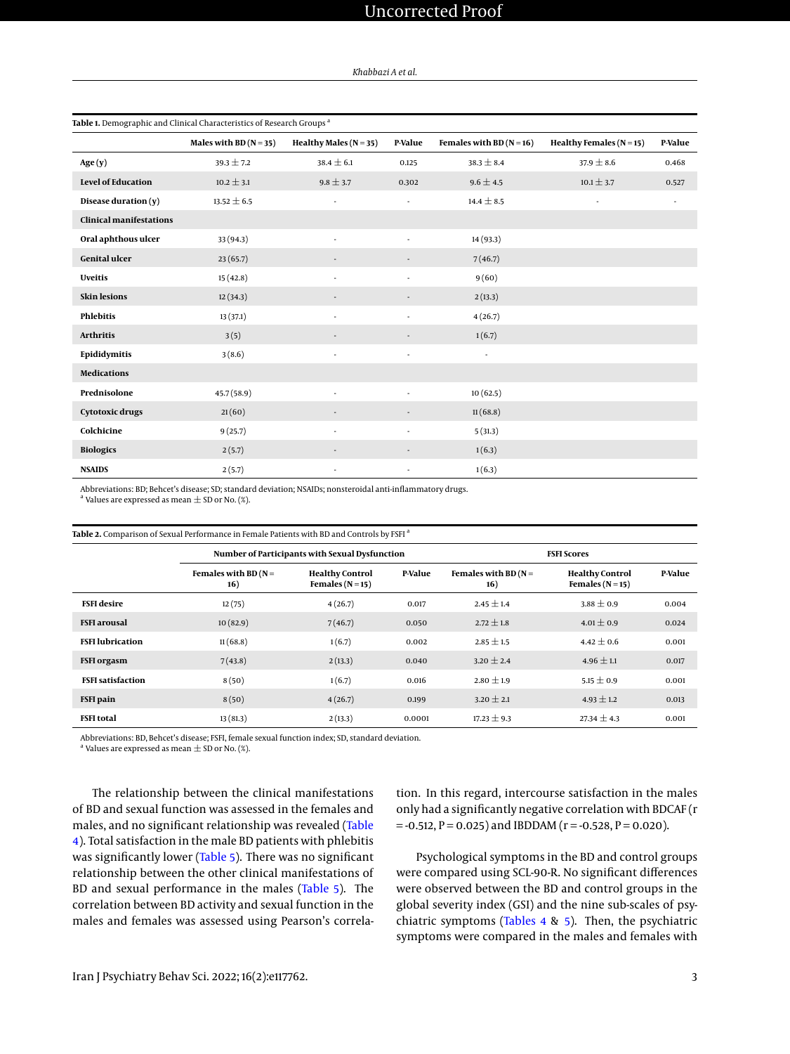**Table 1.** Demographic and Clinical Characteristics of Research Groups [a]

| | Males with BD (N = 35) | Healthy Males (N = 35) | P-Value | Females with BD (N = 16) | Healthy Females (N = 15) | P-Value |
|---|---|---|---|---|---|---|
| **Age (y)** | 39.3 ± 7.2 | 38.4 ± 6.1 | 0.125 | 38.3 ± 8.4 | 37.9 ± 8.6 | 0.468 |
| **Level of Education** | 10.2 ± 3.1 | 9.8 ± 3.7 | 0.302 | 9.6 ± 4.5 | 10.1 ± 3.7 | 0.527 |
| **Disease duration (y)** | 13.52 ± 6.5 | - | - | 14.4 ± 8.5 | - | - |
| **Clinical manifestations** | | | | | | |
| **Oral aphthous ulcer** | 33 (94.3) | - | - | 14 (93.3) | | |
| **Genital ulcer** | 23 (65.7) | - | - | 7 (46.7) | | |
| **Uveitis** | 15 (42.8) | - | - | 9 (60) | | |
| **Skin lesions** | 12 (34.3) | - | - | 2 (13.3) | | |
| **Phlebitis** | 13 (37.1) | - | - | 4 (26.7) | | |
| **Arthritis** | 3 (5) | - | - | 1 (6.7) | | |
| **Epididymitis** | 3 (8.6) | - | - | - | | |
| **Medications** | | | | | | |
| **Prednisolone** | 45.7 (58.9) | - | - | 10 (62.5) | | |
| **Cytotoxic drugs** | 21 (60) | - | - | 11 (68.8) | | |
| **Colchicine** | 9 (25.7) | - | - | 5 (31.3) | | |
| **Biologics** | 2 (5.7) | - | - | 1 (6.3) | | |
| **NSAIDS** | 2 (5.7) | - | - | 1 (6.3) | | |

Abbreviations: BD; Behcet's disease; SD; standard deviation; NSAIDs; nonsteroidal anti-inflammatory drugs.
[a] Values are expressed as mean ± SD or No. (%).

**Table 2.** Comparison of Sexual Performance in Female Patients with BD and Controls by FSFI [a]

| | Number of Participants with Sexual Dysfunction | | | FSFI Scores | | |
|---|---|---|---|---|---|---|
| | Females with BD (N = 16) | Healthy Control Females (N = 15) | P-Value | Females with BD (N = 16) | Healthy Control Females (N = 15) | P-Value |
| **FSFI desire** | 12 (75) | 4 (26.7) | 0.017 | 2.45 ± 1.4 | 3.88 ± 0.9 | 0.004 |
| **FSFI arousal** | 10 (82.9) | 7 (46.7) | 0.050 | 2.72 ± 1.8 | 4.01 ± 0.9 | 0.024 |
| **FSFI lubrication** | 11 (68.8) | 1 (6.7) | 0.002 | 2.85 ± 1.5 | 4.42 ± 0.6 | 0.001 |
| **FSFI orgasm** | 7 (43.8) | 2 (13.3) | 0.040 | 3.20 ± 2.4 | 4.96 ± 1.1 | 0.017 |
| **FSFI satisfaction** | 8 (50) | 1 (6.7) | 0.016 | 2.80 ± 1.9 | 5.15 ± 0.9 | 0.001 |
| **FSFI pain** | 8 (50) | 4 (26.7) | 0.199 | 3.20 ± 2.1 | 4.93 ± 1.2 | 0.013 |
| **FSFI total** | 13 (81.3) | 2 (13.3) | 0.0001 | 17.23 ± 9.3 | 27.34 ± 4.3 | 0.001 |

Abbreviations: BD, Behcet's disease; FSFI, female sexual function index; SD, standard deviation.
[a] Values are expressed as mean ± SD or No. (%).

The relationship between the clinical manifestations of BD and sexual function was assessed in the females and males, and no significant relationship was revealed (Table 4). Total satisfaction in the male BD patients with phlebitis was significantly lower (Table 5). There was no significant relationship between the other clinical manifestations of BD and sexual performance in the males (Table 5). The correlation between BD activity and sexual function in the males and females was assessed using Pearson's correlation. In this regard, intercourse satisfaction in the males only had a significantly negative correlation with BDCAF ($r = -0.512$, $P = 0.025$) and IBDDAM ($r = -0.528$, $P = 0.020$).

Psychological symptoms in the BD and control groups were compared using SCL-90-R. No significant differences were observed between the BD and control groups in the global severity index (GSI) and the nine sub-scales of psychiatric symptoms (Tables 4 & 5). Then, the psychiatric symptoms were compared in the males and females with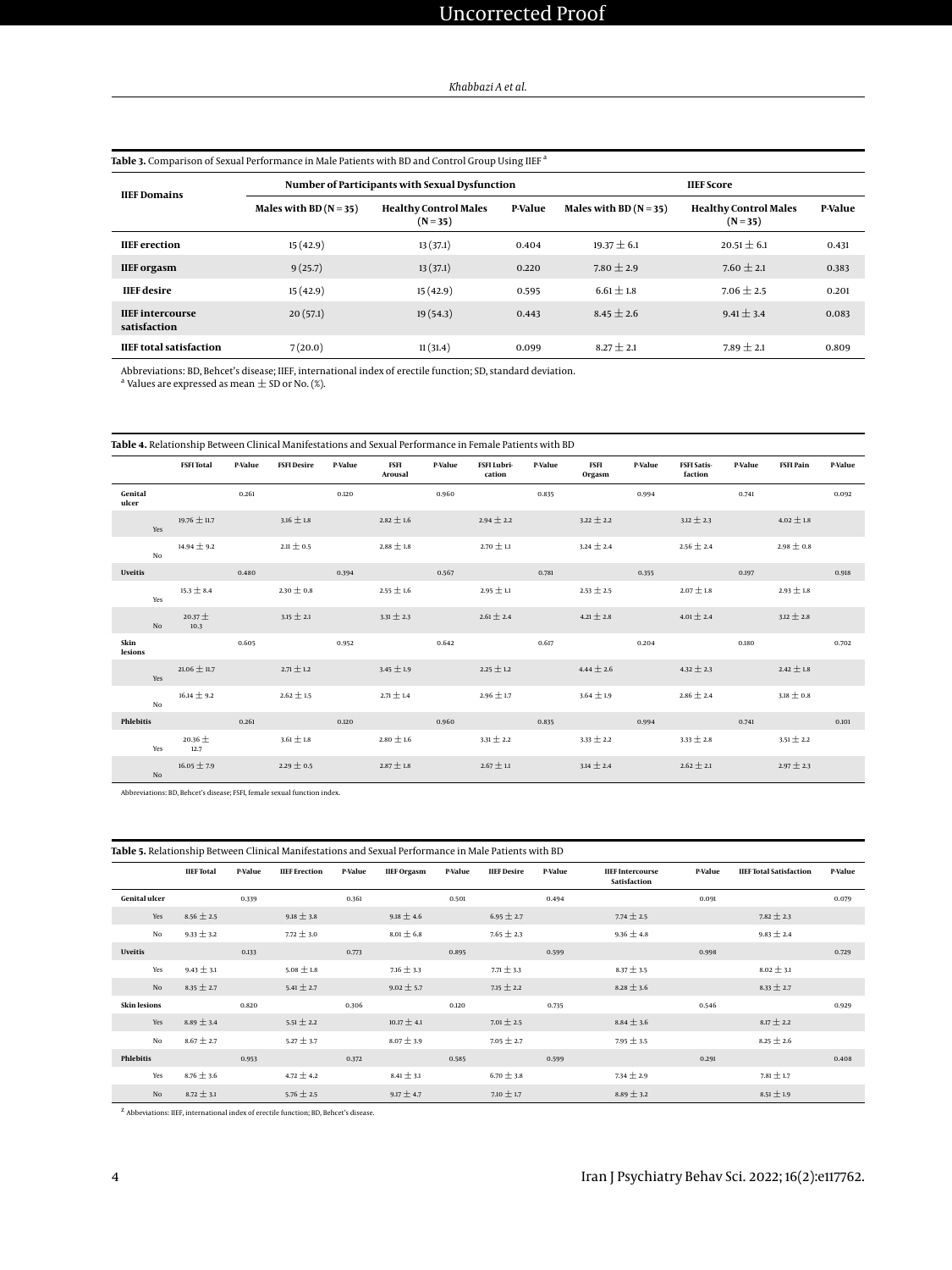**Table 3.** Comparison of Sexual Performance in Male Patients with BD and Control Group Using IIEF [a]

| IIEF Domains | Number of Participants with Sexual Dysfunction | | | IIEF Score | | |
|---|---|---|---|---|---|---|
| | Males with BD (N = 35) | Healthy Control Males (N = 35) | P-Value | Males with BD (N = 35) | Healthy Control Males (N = 35) | P-Value |
| **IIEF erection** | 15 (42.9) | 13 (37.1) | 0.404 | 19.37 ± 6.1 | 20.51 ± 6.1 | 0.431 |
| **IIEF orgasm** | 9 (25.7) | 13 (37.1) | 0.220 | 7.80 ± 2.9 | 7.60 ± 2.1 | 0.383 |
| **IIEF desire** | 15 (42.9) | 15 (42.9) | 0.595 | 6.61 ± 1.8 | 7.06 ± 2.5 | 0.201 |
| **IIEF intercourse satisfaction** | 20 (57.1) | 19 (54.3) | 0.443 | 8.45 ± 2.6 | 9.41 ± 3.4 | 0.083 |
| **IIEF total satisfaction** | 7 (20.0) | 11 (31.4) | 0.099 | 8.27 ± 2.1 | 7.89 ± 2.1 | 0.809 |

Abbreviations: BD, Behcet's disease; IIEF, international index of erectile function; SD, standard deviation.
[a] Values are expressed as mean ± SD or No. (%).

**Table 4.** Relationship Between Clinical Manifestations and Sexual Performance in Female Patients with BD

| | FSFI Total | P-Value | FSFI Desire | P-Value | FSFI Arousal | P-Value | FSFI Lubrication | P-Value | FSFI Orgasm | P-Value | FSFI Satisfaction | P-Value | FSFI Pain | P-Value |
|---|---|---|---|---|---|---|---|---|---|---|---|---|---|---|
| **Genital ulcer** | | 0.261 | | 0.120 | | 0.960 | | 0.835 | | 0.994 | | 0.741 | | 0.092 |
| Yes | 19.76 ± 11.7 | | 3.16 ± 1.8 | | 2.82 ± 1.6 | | 2.94 ± 2.2 | | 3.22 ± 2.2 | | 3.12 ± 2.3 | | 4.02 ± 1.8 | |
| No | 14.94 ± 9.2 | | 2.11 ± 0.5 | | 2.88 ± 1.8 | | 2.70 ± 1.1 | | 3.24 ± 2.4 | | 2.56 ± 2.4 | | 2.98 ± 0.8 | |
| **Uveitis** | | 0.480 | | 0.394 | | 0.567 | | 0.781 | | 0.355 | | 0.197 | | 0.918 |
| Yes | 15.3 ± 8.4 | | 2.30 ± 0.8 | | 2.55 ± 1.6 | | 2.95 ± 1.1 | | 2.53 ± 2.5 | | 2.07 ± 1.8 | | 2.93 ± 1.8 | |
| No | 20.37 ± 10.3 | | 3.15 ± 2.1 | | 3.31 ± 2.3 | | 2.61 ± 2.4 | | 4.21 ± 2.8 | | 4.01 ± 2.4 | | 3.12 ± 2.8 | |
| **Skin lesions** | | 0.605 | | 0.952 | | 0.642 | | 0.617 | | 0.204 | | 0.180 | | 0.702 |
| Yes | 21.06 ± 11.7 | | 2.71 ± 1.2 | | 3.45 ± 1.9 | | 2.25 ± 1.2 | | 4.44 ± 2.6 | | 4.32 ± 2.3 | | 2.42 ± 1.8 | |
| No | 16.14 ± 9.2 | | 2.62 ± 1.5 | | 2.71 ± 1.4 | | 2.96 ± 1.7 | | 3.64 ± 1.9 | | 2.86 ± 2.4 | | 3.18 ± 0.8 | |
| **Phlebitis** | | 0.261 | | 0.120 | | 0.960 | | 0.835 | | 0.994 | | 0.741 | | 0.101 |
| Yes | 20.36 ± 12.7 | | 3.61 ± 1.8 | | 2.80 ± 1.6 | | 3.31 ± 2.2 | | 3.33 ± 2.2 | | 3.33 ± 2.8 | | 3.51 ± 2.2 | |
| No | 16.05 ± 7.9 | | 2.29 ± 0.5 | | 2.87 ± 1.8 | | 2.67 ± 1.1 | | 3.14 ± 2.4 | | 2.62 ± 2.1 | | 2.97 ± 2.3 | |

Abbreviations: BD, Behcet's disease; FSFI, female sexual function index.

**Table 5.** Relationship Between Clinical Manifestations and Sexual Performance in Male Patients with BD

| | IIEF Total | P-Value | IIEF Erection | P-Value | IIEF Orgasm | P-Value | IIEF Desire | P-Value | IIEF Intercourse Satisfaction | P-Value | IIEF Total Satisfaction | P-Value |
|---|---|---|---|---|---|---|---|---|---|---|---|---|
| **Genital ulcer** | | 0.339 | | 0.361 | | 0.501 | | 0.494 | | 0.091 | | 0.079 |
| Yes | 8.56 ± 2.5 | | 9.18 ± 3.8 | | 9.18 ± 4.6 | | 6.95 ± 2.7 | | 7.74 ± 2.5 | | 7.82 ± 2.3 | |
| No | 9.33 ± 3.2 | | 7.72 ± 3.0 | | 8.01 ± 6.8 | | 7.65 ± 2.3 | | 9.36 ± 4.8 | | 9.83 ± 2.4 | |
| **Uveitis** | | 0.133 | | 0.773 | | 0.895 | | 0.599 | | 0.998 | | 0.729 |
| Yes | 9.43 ± 3.1 | | 5.08 ± 1.8 | | 7.16 ± 3.3 | | 7.71 ± 3.3 | | 8.37 ± 3.5 | | 8.02 ± 3.1 | |
| No | 8.35 ± 2.7 | | 5.41 ± 2.7 | | 9.02 ± 5.7 | | 7.15 ± 2.2 | | 8.28 ± 3.6 | | 8.33 ± 2.7 | |
| **Skin lesions** | | 0.820 | | 0.306 | | 0.120 | | 0.735 | | 0.546 | | 0.929 |
| Yes | 8.89 ± 3.4 | | 5.51 ± 2.2 | | 10.17 ± 4.1 | | 7.01 ± 2.5 | | 8.84 ± 3.6 | | 8.17 ± 2.2 | |
| No | 8.67 ± 2.7 | | 5.27 ± 3.7 | | 8.07 ± 3.9 | | 7.05 ± 2.7 | | 7.95 ± 3.5 | | 8.25 ± 2.6 | |
| **Phlebitis** | | 0.953 | | 0.372 | | 0.585 | | 0.599 | | 0.291 | | 0.408 |
| Yes | 8.76 ± 3.6 | | 4.72 ± 4.2 | | 8.41 ± 3.1 | | 6.70 ± 3.8 | | 7.34 ± 2.9 | | 7.81 ± 1.7 | |
| No | 8.72 ± 3.1 | | 5.76 ± 2.5 | | 9.17 ± 4.7 | | 7.10 ± 1.7 | | 8.89 ± 3.2 | | 8.51 ± 1.9 | |

[z] Abbeviations: IIEF, international index of erectile function; BD, Behcet's disease.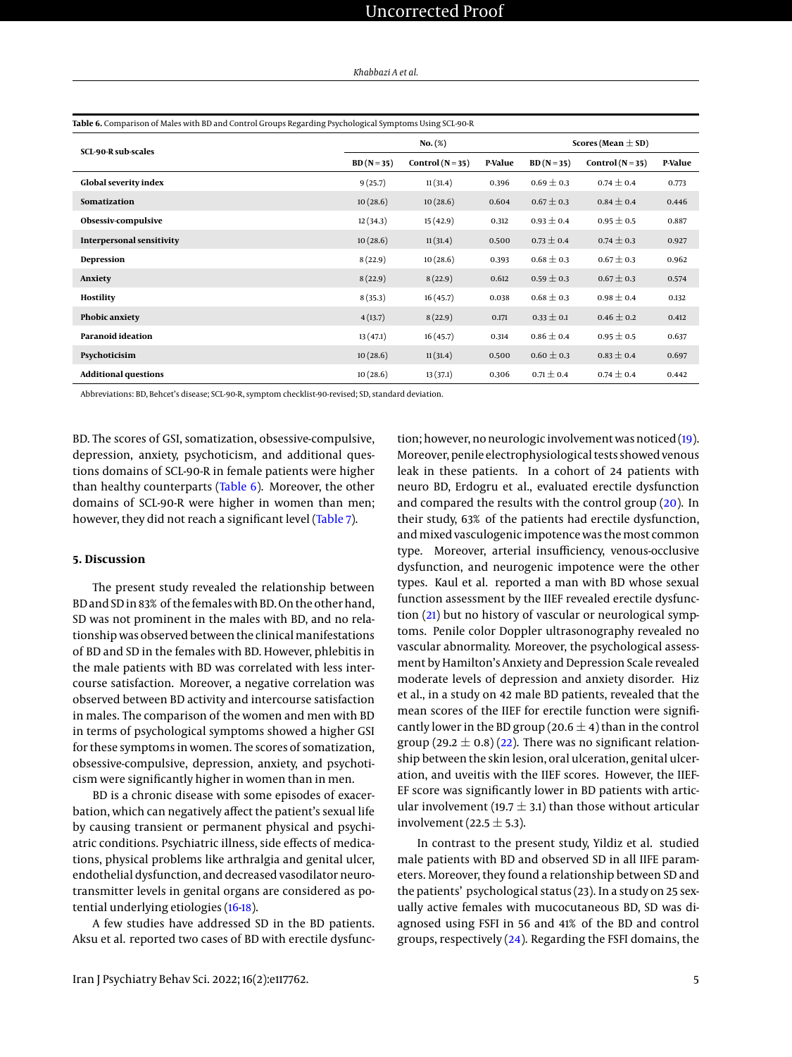**Table 6.** Comparison of Males with BD and Control Groups Regarding Psychological Symptoms Using SCL-90-R

| SCL-90-R sub-scales | No. (%) | | | Scores (Mean ± SD) | | |
|---|---|---|---|---|---|---|
| | BD (N = 35) | Control (N = 35) | P-Value | BD (N = 35) | Control (N = 35) | P-Value |
| **Global severity index** | 9 (25.7) | 11 (31.4) | 0.396 | 0.69 ± 0.3 | 0.74 ± 0.4 | 0.773 |
| **Somatization** | 10 (28.6) | 10 (28.6) | 0.604 | 0.67 ± 0.3 | 0.84 ± 0.4 | 0.446 |
| **Obsessiv-compulsive** | 12 (34.3) | 15 (42.9) | 0.312 | 0.93 ± 0.4 | 0.95 ± 0.5 | 0.887 |
| **Interpersonal sensitivity** | 10 (28.6) | 11 (31.4) | 0.500 | 0.73 ± 0.4 | 0.74 ± 0.3 | 0.927 |
| **Depression** | 8 (22.9) | 10 (28.6) | 0.393 | 0.68 ± 0.3 | 0.67 ± 0.3 | 0.962 |
| **Anxiety** | 8 (22.9) | 8 (22.9) | 0.612 | 0.59 ± 0.3 | 0.67 ± 0.3 | 0.574 |
| **Hostility** | 8 (35.3) | 16 (45.7) | 0.038 | 0.68 ± 0.3 | 0.98 ± 0.4 | 0.132 |
| **Phobic anxiety** | 4 (13.7) | 8 (22.9) | 0.171 | 0.33 ± 0.1 | 0.46 ± 0.2 | 0.412 |
| **Paranoid ideation** | 13 (47.1) | 16 (45.7) | 0.314 | 0.86 ± 0.4 | 0.95 ± 0.5 | 0.637 |
| **Psychoticisim** | 10 (28.6) | 11 (31.4) | 0.500 | 0.60 ± 0.3 | 0.83 ± 0.4 | 0.697 |
| **Additional questions** | 10 (28.6) | 13 (37.1) | 0.306 | 0.71 ± 0.4 | 0.74 ± 0.4 | 0.442 |

Abbreviations: BD, Behcet's disease; SCL-90-R, symptom checklist-90-revised; SD, standard deviation.

BD. The scores of GSI, somatization, obsessive-compulsive, depression, anxiety, psychoticism, and additional questions domains of SCL-90-R in female patients were higher than healthy counterparts (Table 6). Moreover, the other domains of SCL-90-R were higher in women than men; however, they did not reach a significant level (Table 7).

## 5. Discussion

The present study revealed the relationship between BD and SD in 83% of the females with BD. On the other hand, SD was not prominent in the males with BD, and no relationship was observed between the clinical manifestations of BD and SD in the females with BD. However, phlebitis in the male patients with BD was correlated with less intercourse satisfaction. Moreover, a negative correlation was observed between BD activity and intercourse satisfaction in males. The comparison of the women and men with BD in terms of psychological symptoms showed a higher GSI for these symptoms in women. The scores of somatization, obsessive-compulsive, depression, anxiety, and psychoticism were significantly higher in women than in men.

BD is a chronic disease with some episodes of exacerbation, which can negatively affect the patient's sexual life by causing transient or permanent physical and psychiatric conditions. Psychiatric illness, side effects of medications, physical problems like arthralgia and genital ulcer, endothelial dysfunction, and decreased vasodilator neurotransmitter levels in genital organs are considered as potential underlying etiologies (16-18).

A few studies have addressed SD in the BD patients. Aksu et al. reported two cases of BD with erectile dysfunction; however, no neurologic involvement was noticed (19). Moreover, penile electrophysiological tests showed venous leak in these patients. In a cohort of 24 patients with neuro BD, Erdogru et al., evaluated erectile dysfunction and compared the results with the control group (20). In their study, 63% of the patients had erectile dysfunction, and mixed vasculogenic impotence was the most common type. Moreover, arterial insufficiency, venous-occlusive dysfunction, and neurogenic impotence were the other types. Kaul et al. reported a man with BD whose sexual function assessment by the IIEF revealed erectile dysfunction (21) but no history of vascular or neurological symptoms. Penile color Doppler ultrasonography revealed no vascular abnormality. Moreover, the psychological assessment by Hamilton's Anxiety and Depression Scale revealed moderate levels of depression and anxiety disorder. Hiz et al., in a study on 42 male BD patients, revealed that the mean scores of the IIEF for erectile function were significantly lower in the BD group (20.6 ± 4) than in the control group (29.2 ± 0.8) (22). There was no significant relationship between the skin lesion, oral ulceration, genital ulceration, and uveitis with the IIEF scores. However, the IIEF-EF score was significantly lower in BD patients with articular involvement (19.7 ± 3.1) than those without articular involvement (22.5 ± 5.3).

In contrast to the present study, Yildiz et al. studied male patients with BD and observed SD in all IIFE parameters. Moreover, they found a relationship between SD and the patients' psychological status (23). In a study on 25 sexually active females with mucocutaneous BD, SD was diagnosed using FSFI in 56 and 41% of the BD and control groups, respectively (24). Regarding the FSFI domains, the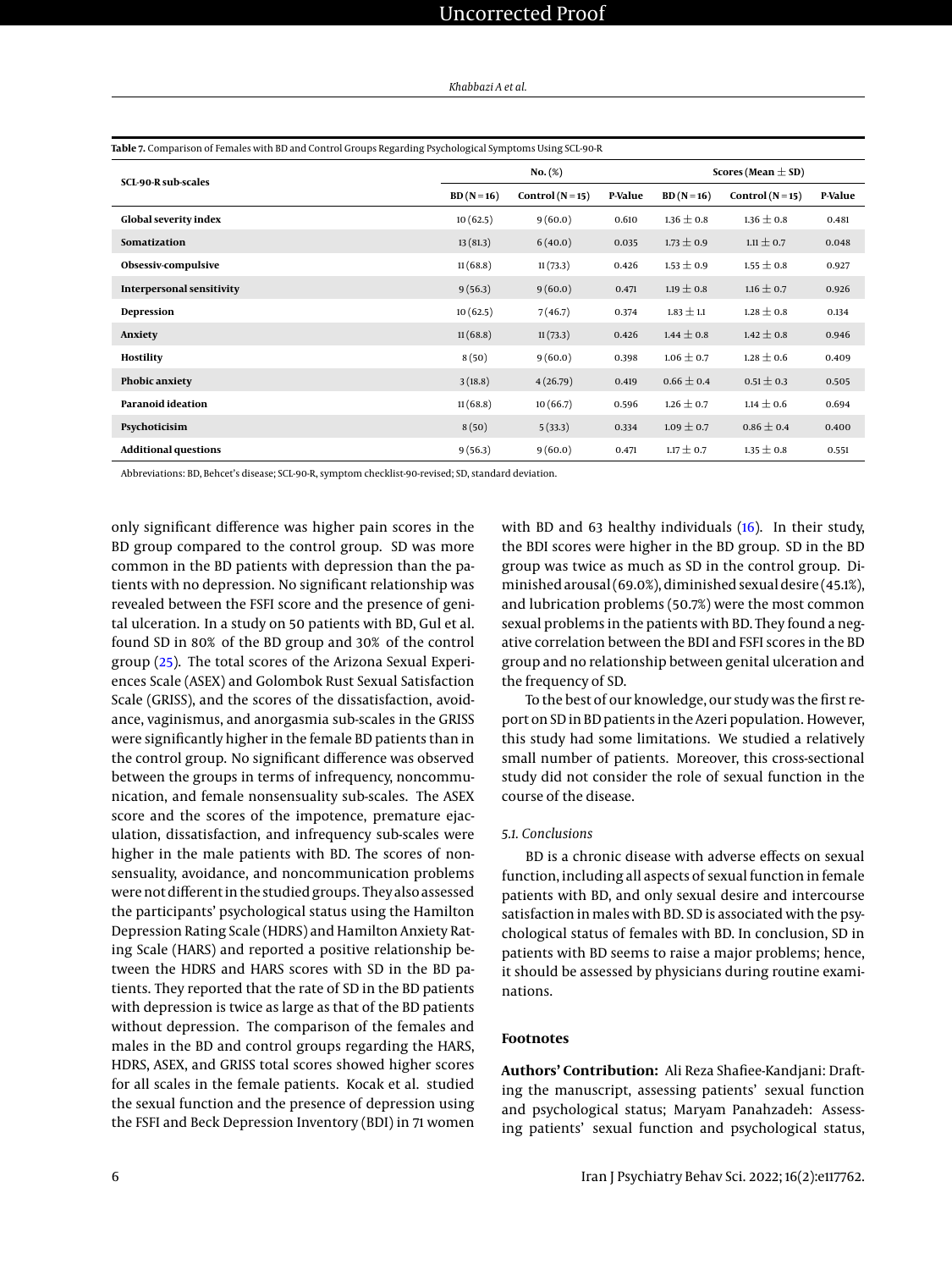**Table 7.** Comparison of Females with BD and Control Groups Regarding Psychological Symptoms Using SCL-90-R

| SCL-90-R sub-scales | No. (%) | | | Scores (Mean ± SD) | | |
|---|---|---|---|---|---|---|
| | BD (N = 16) | Control (N = 15) | P-Value | BD (N = 16) | Control (N = 15) | P-Value |
| **Global severity index** | 10 (62.5) | 9 (60.0) | 0.610 | 1.36 ± 0.8 | 1.36 ± 0.8 | 0.481 |
| **Somatization** | 13 (81.3) | 6 (40.0) | 0.035 | 1.73 ± 0.9 | 1.11 ± 0.7 | 0.048 |
| **Obsessiv-compulsive** | 11 (68.8) | 11 (73.3) | 0.426 | 1.53 ± 0.9 | 1.55 ± 0.8 | 0.927 |
| **Interpersonal sensitivity** | 9 (56.3) | 9 (60.0) | 0.471 | 1.19 ± 0.8 | 1.16 ± 0.7 | 0.926 |
| **Depression** | 10 (62.5) | 7 (46.7) | 0.374 | 1.83 ± 1.1 | 1.28 ± 0.8 | 0.134 |
| **Anxiety** | 11 (68.8) | 11 (73.3) | 0.426 | 1.44 ± 0.8 | 1.42 ± 0.8 | 0.946 |
| **Hostility** | 8 (50) | 9 (60.0) | 0.398 | 1.06 ± 0.7 | 1.28 ± 0.6 | 0.409 |
| **Phobic anxiety** | 3 (18.8) | 4 (26.79) | 0.419 | 0.66 ± 0.4 | 0.51 ± 0.3 | 0.505 |
| **Paranoid ideation** | 11 (68.8) | 10 (66.7) | 0.596 | 1.26 ± 0.7 | 1.14 ± 0.6 | 0.694 |
| **Psychoticisim** | 8 (50) | 5 (33.3) | 0.334 | 1.09 ± 0.7 | 0.86 ± 0.4 | 0.400 |
| **Additional questions** | 9 (56.3) | 9 (60.0) | 0.471 | 1.17 ± 0.7 | 1.35 ± 0.8 | 0.551 |

Abbreviations: BD, Behcet's disease; SCL-90-R, symptom checklist-90-revised; SD, standard deviation.

only significant difference was higher pain scores in the BD group compared to the control group. SD was more common in the BD patients with depression than the patients with no depression. No significant relationship was revealed between the FSFI score and the presence of genital ulceration. In a study on 50 patients with BD, Gul et al. found SD in 80% of the BD group and 30% of the control group (25). The total scores of the Arizona Sexual Experiences Scale (ASEX) and Golombok Rust Sexual Satisfaction Scale (GRISS), and the scores of the dissatisfaction, avoidance, vaginismus, and anorgasmia sub-scales in the GRISS were significantly higher in the female BD patients than in the control group. No significant difference was observed between the groups in terms of infrequency, noncommunication, and female nonsensuality sub-scales. The ASEX score and the scores of the impotence, premature ejaculation, dissatisfaction, and infrequency sub-scales were higher in the male patients with BD. The scores of nonsensuality, avoidance, and noncommunication problems were not different in the studied groups. They also assessed the participants' psychological status using the Hamilton Depression Rating Scale (HDRS) and Hamilton Anxiety Rating Scale (HARS) and reported a positive relationship between the HDRS and HARS scores with SD in the BD patients. They reported that the rate of SD in the BD patients with depression is twice as large as that of the BD patients without depression. The comparison of the females and males in the BD and control groups regarding the HARS, HDRS, ASEX, and GRISS total scores showed higher scores for all scales in the female patients. Kocak et al. studied the sexual function and the presence of depression using the FSFI and Beck Depression Inventory (BDI) in 71 women with BD and 63 healthy individuals (16). In their study, the BDI scores were higher in the BD group. SD in the BD group was twice as much as SD in the control group. Diminished arousal (69.0%), diminished sexual desire (45.1%), and lubrication problems (50.7%) were the most common sexual problems in the patients with BD. They found a negative correlation between the BDI and FSFI scores in the BD group and no relationship between genital ulceration and the frequency of SD.

To the best of our knowledge, our study was the first report on SD in BD patients in the Azeri population. However, this study had some limitations. We studied a relatively small number of patients. Moreover, this cross-sectional study did not consider the role of sexual function in the course of the disease.

### 5.1. Conclusions

BD is a chronic disease with adverse effects on sexual function, including all aspects of sexual function in female patients with BD, and only sexual desire and intercourse satisfaction in males with BD. SD is associated with the psychological status of females with BD. In conclusion, SD in patients with BD seems to raise a major problems; hence, it should be assessed by physicians during routine examinations.

## Footnotes

**Authors' Contribution:** Ali Reza Shafiee-Kandjani: Drafting the manuscript, assessing patients' sexual function and psychological status; Maryam Panahzadeh: Assessing patients' sexual function and psychological status,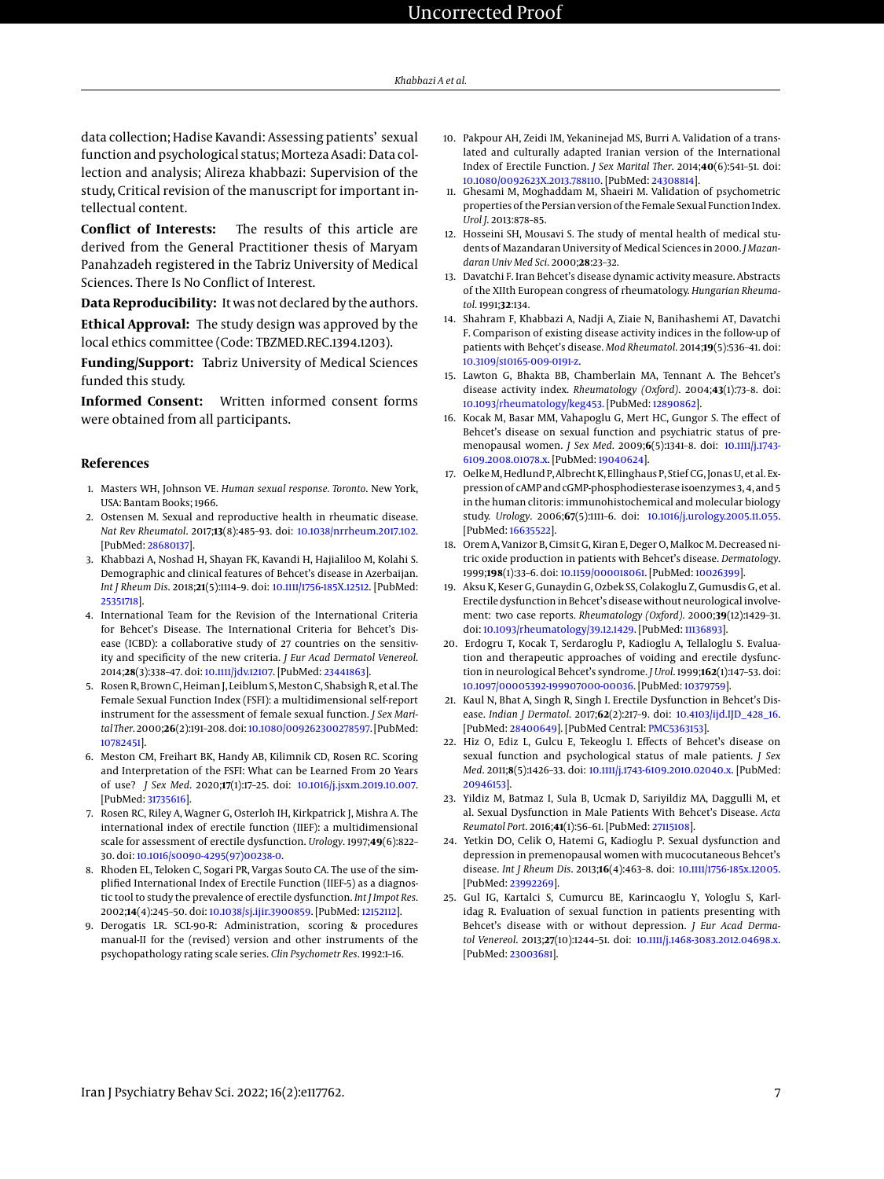data collection; Hadise Kavandi: Assessing patients' sexual function and psychological status; Morteza Asadi: Data collection and analysis; Alireza khabbazi: Supervision of the study, Critical revision of the manuscript for important intellectual content.

**Conflict of Interests:** The results of this article are derived from the General Practitioner thesis of Maryam Panahzadeh registered in the Tabriz University of Medical Sciences. There Is No Conflict of Interest.

**Data Reproducibility:** It was not declared by the authors.

**Ethical Approval:** The study design was approved by the local ethics committee (Code: TBZMED.REC.1394.1203).

**Funding/Support:** Tabriz University of Medical Sciences funded this study.

**Informed Consent:** Written informed consent forms were obtained from all participants.

## References

1. Masters WH, Johnson VE. *Human sexual response. Toronto*. New York, USA: Bantam Books; 1966.
2. Ostensen M. Sexual and reproductive health in rheumatic disease. *Nat Rev Rheumatol*. 2017;**13**(8):485–93. doi: 10.1038/nrrheum.2017.102. [PubMed: 28680137].
3. Khabbazi A, Noshad H, Shayan FK, Kavandi H, Hajialiloo M, Kolahi S. Demographic and clinical features of Behcet's disease in Azerbaijan. *Int J Rheum Dis*. 2018;**21**(5):1114–9. doi: 10.1111/1756-185X.12512. [PubMed: 25351718].
4. International Team for the Revision of the International Criteria for Behcet's Disease. The International Criteria for Behcet's Disease (ICBD): a collaborative study of 27 countries on the sensitivity and specificity of the new criteria. *J Eur Acad Dermatol Venereol*. 2014;**28**(3):338–47. doi: 10.1111/jdv.12107. [PubMed: 23441863].
5. Rosen R, Brown C, Heiman J, Leiblum S, Meston C, Shabsigh R, et al. The Female Sexual Function Index (FSFI): a multidimensional self-report instrument for the assessment of female sexual function. *J Sex Marital Ther*. 2000;**26**(2):191–208. doi: 10.1080/009262300278597. [PubMed: 10782451].
6. Meston CM, Freihart BK, Handy AB, Kilimnik CD, Rosen RC. Scoring and Interpretation of the FSFI: What can be Learned From 20 Years of use? *J Sex Med*. 2020;**17**(1):17–25. doi: 10.1016/j.jsxm.2019.10.007. [PubMed: 31735616].
7. Rosen RC, Riley A, Wagner G, Osterloh IH, Kirkpatrick J, Mishra A. The international index of erectile function (IIEF): a multidimensional scale for assessment of erectile dysfunction. *Urology*. 1997;**49**(6):822–30. doi: 10.1016/s0090-4295(97)00238-0.
8. Rhoden EL, Teloken C, Sogari PR, Vargas Souto CA. The use of the simplified International Index of Erectile Function (IIEF-5) as a diagnostic tool to study the prevalence of erectile dysfunction. *Int J Impot Res*. 2002;**14**(4):245–50. doi: 10.1038/sj.ijir.3900859. [PubMed: 12152112].
9. Derogatis LR. SCL-90-R: Administration, scoring & procedures manual-II for the (revised) version and other instruments of the psychopathology rating scale series. *Clin Psychometr Res*. 1992:1–16.
10. Pakpour AH, Zeidi IM, Yekaninejad MS, Burri A. Validation of a translated and culturally adapted Iranian version of the International Index of Erectile Function. *J Sex Marital Ther*. 2014;**40**(6):541–51. doi: 10.1080/0092623X.2013.788110. [PubMed: 24308814].
11. Ghesami M, Moghaddam M, Shaeiri M. Validation of psychometric properties of the Persian version of the Female Sexual Function Index. *Urol J*. 2013:878–85.
12. Hosseini SH, Mousavi S. The study of mental health of medical students of Mazandaran University of Medical Sciences in 2000. *J Mazandaran Univ Med Sci*. 2000;**28**:23–32.
13. Davatchi F. Iran Behcet's disease dynamic activity measure. Abstracts of the XIIth European congress of rheumatology. *Hungarian Rheumatol*. 1991;**32**:134.
14. Shahram F, Khabbazi A, Nadji A, Ziaie N, Banihashemi AT, Davatchi F. Comparison of existing disease activity indices in the follow-up of patients with Behçet's disease. *Mod Rheumatol*. 2014;**19**(5):536–41. doi: 10.3109/s10165-009-0191-z.
15. Lawton G, Bhakta BB, Chamberlain MA, Tennant A. The Behcet's disease activity index. *Rheumatology (Oxford)*. 2004;**43**(1):73–8. doi: 10.1093/rheumatology/keg453. [PubMed: 12890862].
16. Kocak M, Basar MM, Vahapoglu G, Mert HC, Gungor S. The effect of Behcet's disease on sexual function and psychiatric status of premenopausal women. *J Sex Med*. 2009;**6**(5):1341–8. doi: 10.1111/j.1743-6109.2008.01078.x. [PubMed: 19040624].
17. Oelke M, Hedlund P, Albrecht K, Ellinghaus P, Stief CG, Jonas U, et al. Expression of cAMP and cGMP-phosphodiesterase isoenzymes 3, 4, and 5 in the human clitoris: immunohistochemical and molecular biology study. *Urology*. 2006;**67**(5):1111–6. doi: 10.1016/j.urology.2005.11.055. [PubMed: 16635522].
18. Orem A, Vanizor B, Cimsit G, Kiran E, Deger O, Malkoc M. Decreased nitric oxide production in patients with Behcet's disease. *Dermatology*. 1999;**198**(1):33–6. doi: 10.1159/000018061. [PubMed: 10026399].
19. Aksu K, Keser G, Gunaydin G, Ozbek SS, Colakoglu Z, Gumusdis G, et al. Erectile dysfunction in Behcet's disease without neurological involvement: two case reports. *Rheumatology (Oxford)*. 2000;**39**(12):1429–31. doi: 10.1093/rheumatology/39.12.1429. [PubMed: 11136893].
20. Erdogru T, Kocak T, Serdaroglu P, Kadioglu A, Tellaloglu S. Evaluation and therapeutic approaches of voiding and erectile dysfunction in neurological Behcet's syndrome. *J Urol*. 1999;**162**(1):147–53. doi: 10.1097/00005392-199907000-00036. [PubMed: 10379759].
21. Kaul N, Bhat A, Singh R, Singh I. Erectile Dysfunction in Behcet's Disease. *Indian J Dermatol*. 2017;**62**(2):217–9. doi: 10.4103/ijd.IJD_428_16. [PubMed: 28400649]. [PubMed Central: PMC5363153].
22. Hiz O, Ediz L, Gulcu E, Tekeoglu I. Effects of Behcet's disease on sexual function and psychological status of male patients. *J Sex Med*. 2011;**8**(5):1426–33. doi: 10.1111/j.1743-6109.2010.02040.x. [PubMed: 20946153].
23. Yildiz M, Batmaz I, Sula B, Ucmak D, Sariyildiz MA, Daggulli M, et al. Sexual Dysfunction in Male Patients With Behcet's Disease. *Acta Reumatol Port*. 2016;**41**(1):56–61. [PubMed: 27115108].
24. Yetkin DO, Celik O, Hatemi G, Kadioglu P. Sexual dysfunction and depression in premenopausal women with mucocutaneous Behcet's disease. *Int J Rheum Dis*. 2013;**16**(4):463–8. doi: 10.1111/1756-185x.12005. [PubMed: 23992269].
25. Gul IG, Kartalci S, Cumurcu BE, Karincaoglu Y, Yologlu S, Karlidag R. Evaluation of sexual function in patients presenting with Behcet's disease with or without depression. *J Eur Acad Dermatol Venereol*. 2013;**27**(10):1244–51. doi: 10.1111/j.1468-3083.2012.04698.x. [PubMed: 23003681].